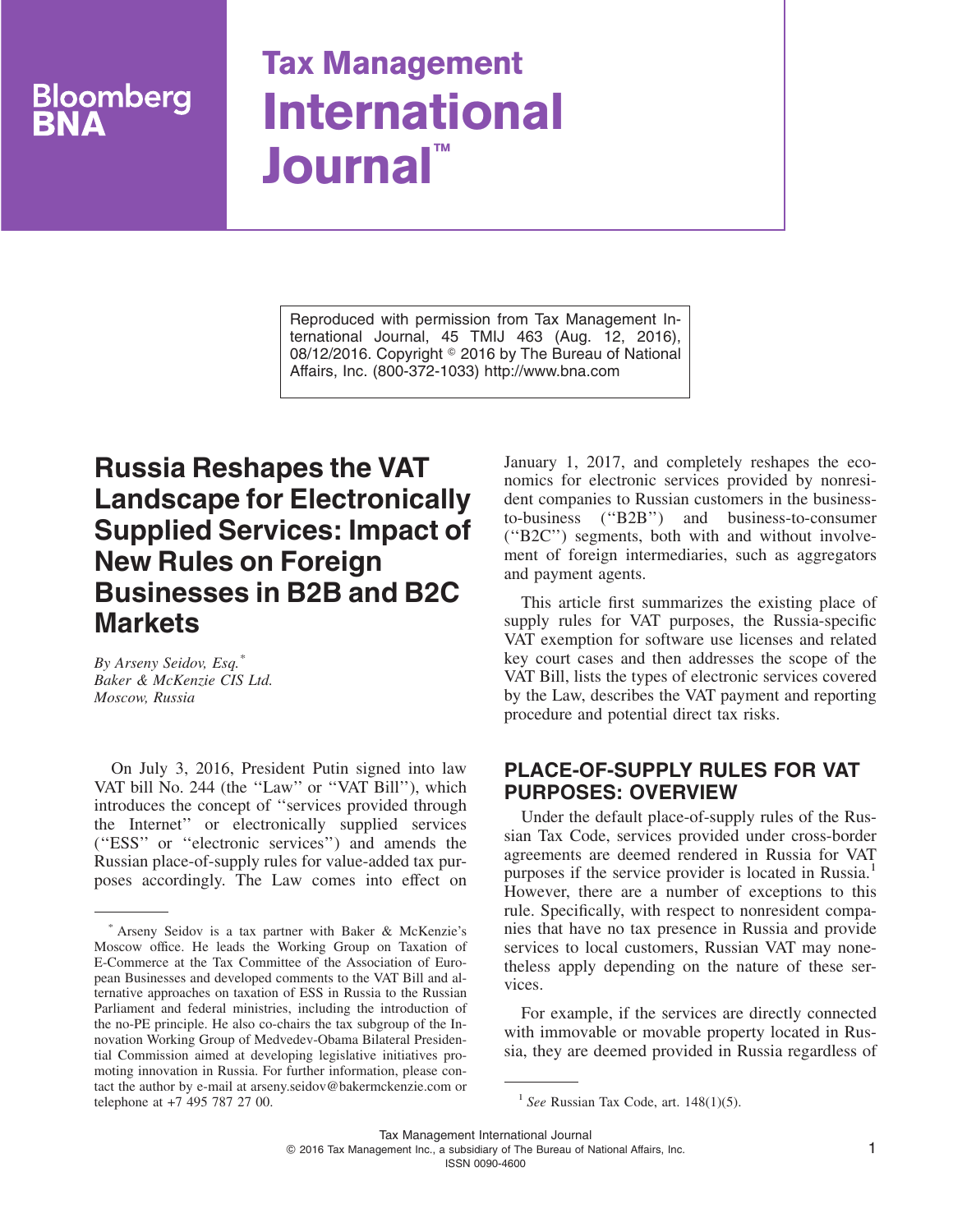Bloomberg BNA

# Tax Management International Journal™

Reproduced with permission from Tax Management International Journal, 45 TMIJ 463 (Aug. 12, 2016), 08/12/2016. Copyright © 2016 by The Bureau of National Affairs, Inc. (800-372-1033) http://www.bna.com

## Russia Reshapes the VAT Landscape for Electronically Supplied Services: Impact of New Rules on Foreign Businesses in B2B and B2C Markets

*By Arseny Seidov, Esq.*[*]
*Baker & McKenzie CIS Ltd.*
*Moscow, Russia*

On July 3, 2016, President Putin signed into law VAT bill No. 244 (the ''Law'' or ''VAT Bill''), which introduces the concept of ''services provided through the Internet'' or electronically supplied services (''ESS'' or ''electronic services'') and amends the Russian place-of-supply rules for value-added tax purposes accordingly. The Law comes into effect on January 1, 2017, and completely reshapes the economics for electronic services provided by nonresident companies to Russian customers in the business-to-business (''B2B'') and business-to-consumer (''B2C'') segments, both with and without involvement of foreign intermediaries, such as aggregators and payment agents.

This article first summarizes the existing place of supply rules for VAT purposes, the Russia-specific VAT exemption for software use licenses and related key court cases and then addresses the scope of the VAT Bill, lists the types of electronic services covered by the Law, describes the VAT payment and reporting procedure and potential direct tax risks.

## PLACE-OF-SUPPLY RULES FOR VAT PURPOSES: OVERVIEW

Under the default place-of-supply rules of the Russian Tax Code, services provided under cross-border agreements are deemed rendered in Russia for VAT purposes if the service provider is located in Russia.[1] However, there are a number of exceptions to this rule. Specifically, with respect to nonresident companies that have no tax presence in Russia and provide services to local customers, Russian VAT may nonetheless apply depending on the nature of these services.

For example, if the services are directly connected with immovable or movable property located in Russia, they are deemed provided in Russia regardless of

---

[*] Arseny Seidov is a tax partner with Baker & McKenzie's Moscow office. He leads the Working Group on Taxation of E-Commerce at the Tax Committee of the Association of European Businesses and developed comments to the VAT Bill and alternative approaches on taxation of ESS in Russia to the Russian Parliament and federal ministries, including the introduction of the no-PE principle. He also co-chairs the tax subgroup of the Innovation Working Group of Medvedev-Obama Bilateral Presidential Commission aimed at developing legislative initiatives promoting innovation in Russia. For further information, please contact the author by e-mail at arseny.seidov@bakermckenzie.com or telephone at +7 495 787 27 00.

[1] *See* Russian Tax Code, art. 148(1)(5).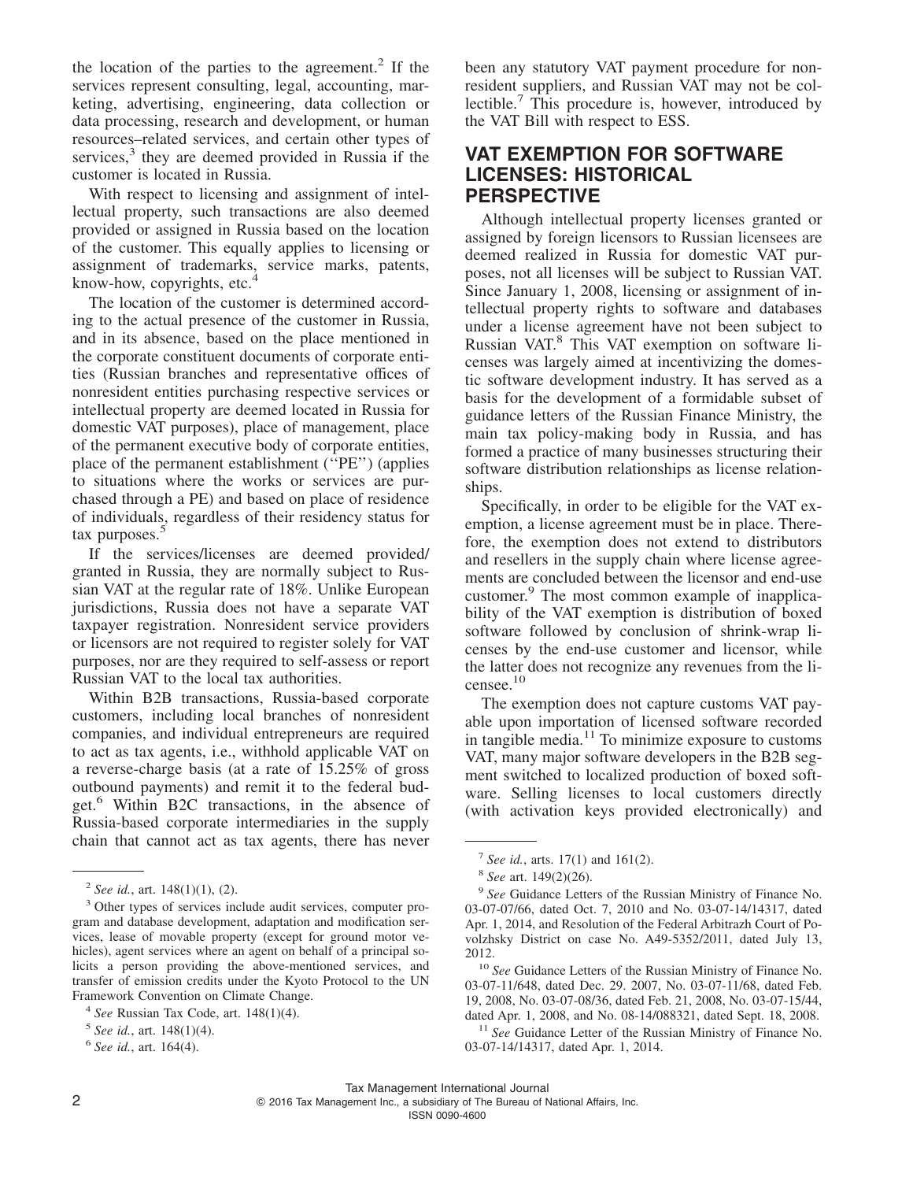the location of the parties to the agreement.[2] If the services represent consulting, legal, accounting, marketing, advertising, engineering, data collection or data processing, research and development, or human resources–related services, and certain other types of services,[3] they are deemed provided in Russia if the customer is located in Russia.

With respect to licensing and assignment of intellectual property, such transactions are also deemed provided or assigned in Russia based on the location of the customer. This equally applies to licensing or assignment of trademarks, service marks, patents, know-how, copyrights, etc.[4]

The location of the customer is determined according to the actual presence of the customer in Russia, and in its absence, based on the place mentioned in the corporate constituent documents of corporate entities (Russian branches and representative offices of nonresident entities purchasing respective services or intellectual property are deemed located in Russia for domestic VAT purposes), place of management, place of the permanent executive body of corporate entities, place of the permanent establishment (''PE'') (applies to situations where the works or services are purchased through a PE) and based on place of residence of individuals, regardless of their residency status for tax purposes.[5]

If the services/licenses are deemed provided/granted in Russia, they are normally subject to Russian VAT at the regular rate of 18%. Unlike European jurisdictions, Russia does not have a separate VAT taxpayer registration. Nonresident service providers or licensors are not required to register solely for VAT purposes, nor are they required to self-assess or report Russian VAT to the local tax authorities.

Within B2B transactions, Russia-based corporate customers, including local branches of nonresident companies, and individual entrepreneurs are required to act as tax agents, i.e., withhold applicable VAT on a reverse-charge basis (at a rate of 15.25% of gross outbound payments) and remit it to the federal budget.[6] Within B2C transactions, in the absence of Russia-based corporate intermediaries in the supply chain that cannot act as tax agents, there has never been any statutory VAT payment procedure for nonresident suppliers, and Russian VAT may not be collectible.[7] This procedure is, however, introduced by the VAT Bill with respect to ESS.

## VAT EXEMPTION FOR SOFTWARE LICENSES: HISTORICAL PERSPECTIVE

Although intellectual property licenses granted or assigned by foreign licensors to Russian licensees are deemed realized in Russia for domestic VAT purposes, not all licenses will be subject to Russian VAT. Since January 1, 2008, licensing or assignment of intellectual property rights to software and databases under a license agreement have not been subject to Russian VAT.[8] This VAT exemption on software licenses was largely aimed at incentivizing the domestic software development industry. It has served as a basis for the development of a formidable subset of guidance letters of the Russian Finance Ministry, the main tax policy-making body in Russia, and has formed a practice of many businesses structuring their software distribution relationships as license relationships.

Specifically, in order to be eligible for the VAT exemption, a license agreement must be in place. Therefore, the exemption does not extend to distributors and resellers in the supply chain where license agreements are concluded between the licensor and end-use customer.[9] The most common example of inapplicability of the VAT exemption is distribution of boxed software followed by conclusion of shrink-wrap licenses by the end-use customer and licensor, while the latter does not recognize any revenues from the licensee.[10]

The exemption does not capture customs VAT payable upon importation of licensed software recorded in tangible media.[11] To minimize exposure to customs VAT, many major software developers in the B2B segment switched to localized production of boxed software. Selling licenses to local customers directly (with activation keys provided electronically) and

---

[2] *See id.*, art. 148(1)(1), (2).

[3] Other types of services include audit services, computer program and database development, adaptation and modification services, lease of movable property (except for ground motor vehicles), agent services where an agent on behalf of a principal solicits a person providing the above-mentioned services, and transfer of emission credits under the Kyoto Protocol to the UN Framework Convention on Climate Change.

[4] *See* Russian Tax Code, art. 148(1)(4).

[5] *See id.*, art. 148(1)(4).

[6] *See id.*, art. 164(4).

[7] *See id.*, arts. 17(1) and 161(2).

[8] *See* art. 149(2)(26).

[9] *See* Guidance Letters of the Russian Ministry of Finance No. 03-07-07/66, dated Oct. 7, 2010 and No. 03-07-14/14317, dated Apr. 1, 2014, and Resolution of the Federal Arbitrazh Court of Povolzhsky District on case No. A49-5352/2011, dated July 13, 2012.

[10] *See* Guidance Letters of the Russian Ministry of Finance No. 03-07-11/648, dated Dec. 29. 2007, No. 03-07-11/68, dated Feb. 19, 2008, No. 03-07-08/36, dated Feb. 21, 2008, No. 03-07-15/44, dated Apr. 1, 2008, and No. 08-14/088321, dated Sept. 18, 2008.

[11] *See* Guidance Letter of the Russian Ministry of Finance No. 03-07-14/14317, dated Apr. 1, 2014.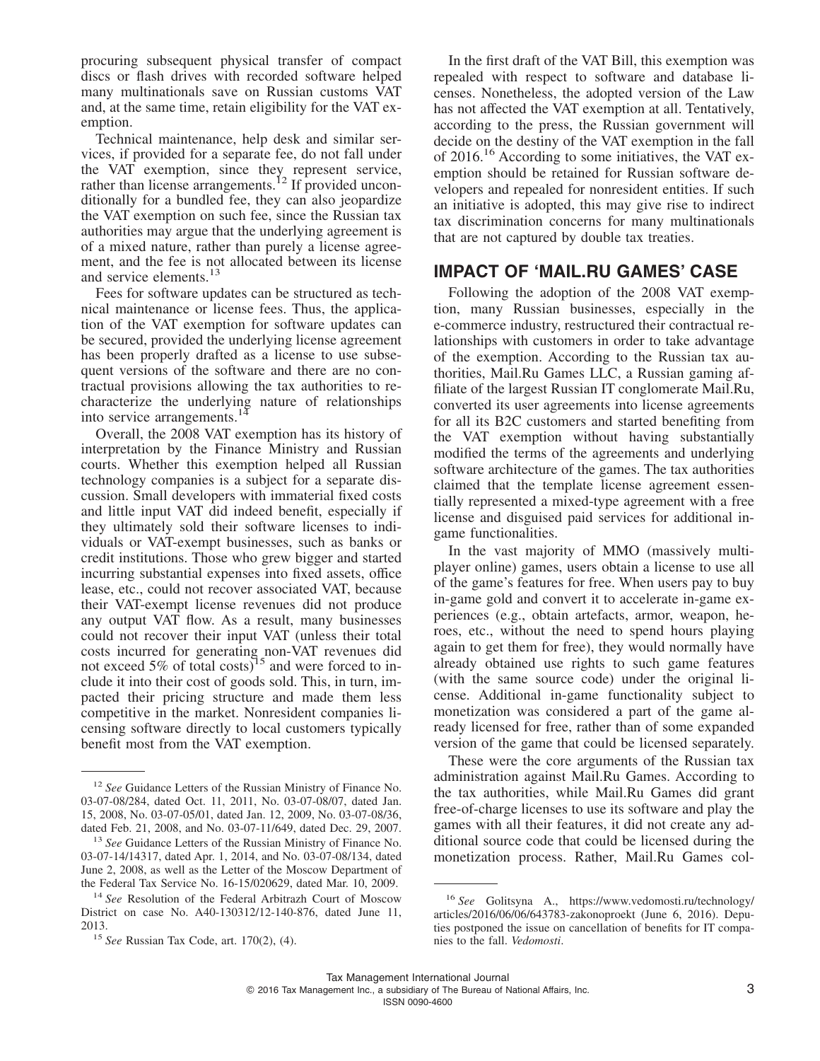procuring subsequent physical transfer of compact discs or flash drives with recorded software helped many multinationals save on Russian customs VAT and, at the same time, retain eligibility for the VAT exemption.

Technical maintenance, help desk and similar services, if provided for a separate fee, do not fall under the VAT exemption, since they represent service, rather than license arrangements.[12] If provided unconditionally for a bundled fee, they can also jeopardize the VAT exemption on such fee, since the Russian tax authorities may argue that the underlying agreement is of a mixed nature, rather than purely a license agreement, and the fee is not allocated between its license and service elements.[13]

Fees for software updates can be structured as technical maintenance or license fees. Thus, the application of the VAT exemption for software updates can be secured, provided the underlying license agreement has been properly drafted as a license to use subsequent versions of the software and there are no contractual provisions allowing the tax authorities to recharacterize the underlying nature of relationships into service arrangements.[14]

Overall, the 2008 VAT exemption has its history of interpretation by the Finance Ministry and Russian courts. Whether this exemption helped all Russian technology companies is a subject for a separate discussion. Small developers with immaterial fixed costs and little input VAT did indeed benefit, especially if they ultimately sold their software licenses to individuals or VAT-exempt businesses, such as banks or credit institutions. Those who grew bigger and started incurring substantial expenses into fixed assets, office lease, etc., could not recover associated VAT, because their VAT-exempt license revenues did not produce any output VAT flow. As a result, many businesses could not recover their input VAT (unless their total costs incurred for generating non-VAT revenues did not exceed 5% of total costs)[15] and were forced to include it into their cost of goods sold. This, in turn, impacted their pricing structure and made them less competitive in the market. Nonresident companies licensing software directly to local customers typically benefit most from the VAT exemption.

In the first draft of the VAT Bill, this exemption was repealed with respect to software and database licenses. Nonetheless, the adopted version of the Law has not affected the VAT exemption at all. Tentatively, according to the press, the Russian government will decide on the destiny of the VAT exemption in the fall of 2016.[16] According to some initiatives, the VAT exemption should be retained for Russian software developers and repealed for nonresident entities. If such an initiative is adopted, this may give rise to indirect tax discrimination concerns for many multinationals that are not captured by double tax treaties.

## IMPACT OF 'MAIL.RU GAMES' CASE

Following the adoption of the 2008 VAT exemption, many Russian businesses, especially in the e-commerce industry, restructured their contractual relationships with customers in order to take advantage of the exemption. According to the Russian tax authorities, Mail.Ru Games LLC, a Russian gaming affiliate of the largest Russian IT conglomerate Mail.Ru, converted its user agreements into license agreements for all its B2C customers and started benefiting from the VAT exemption without having substantially modified the terms of the agreements and underlying software architecture of the games. The tax authorities claimed that the template license agreement essentially represented a mixed-type agreement with a free license and disguised paid services for additional in-game functionalities.

In the vast majority of MMO (massively multiplayer online) games, users obtain a license to use all of the game's features for free. When users pay to buy in-game gold and convert it to accelerate in-game experiences (e.g., obtain artefacts, armor, weapon, heroes, etc., without the need to spend hours playing again to get them for free), they would normally have already obtained use rights to such game features (with the same source code) under the original license. Additional in-game functionality subject to monetization was considered a part of the game already licensed for free, rather than of some expanded version of the game that could be licensed separately.

These were the core arguments of the Russian tax administration against Mail.Ru Games. According to the tax authorities, while Mail.Ru Games did grant free-of-charge licenses to use its software and play the games with all their features, it did not create any additional source code that could be licensed during the monetization process. Rather, Mail.Ru Games col-

---

[12] *See* Guidance Letters of the Russian Ministry of Finance No. 03-07-08/284, dated Oct. 11, 2011, No. 03-07-08/07, dated Jan. 15, 2008, No. 03-07-05/01, dated Jan. 12, 2009, No. 03-07-08/36, dated Feb. 21, 2008, and No. 03-07-11/649, dated Dec. 29, 2007.

[13] *See* Guidance Letters of the Russian Ministry of Finance No. 03-07-14/14317, dated Apr. 1, 2014, and No. 03-07-08/134, dated June 2, 2008, as well as the Letter of the Moscow Department of the Federal Tax Service No. 16-15/020629, dated Mar. 10, 2009.

[14] *See* Resolution of the Federal Arbitrazh Court of Moscow District on case No. A40-130312/12-140-876, dated June 11, 2013.

[15] *See* Russian Tax Code, art. 170(2), (4).

[16] *See* Golitsyna A., https://www.vedomosti.ru/technology/articles/2016/06/06/643783-zakonoproekt (June 6, 2016). Deputies postponed the issue on cancellation of benefits for IT companies to the fall. *Vedomosti*.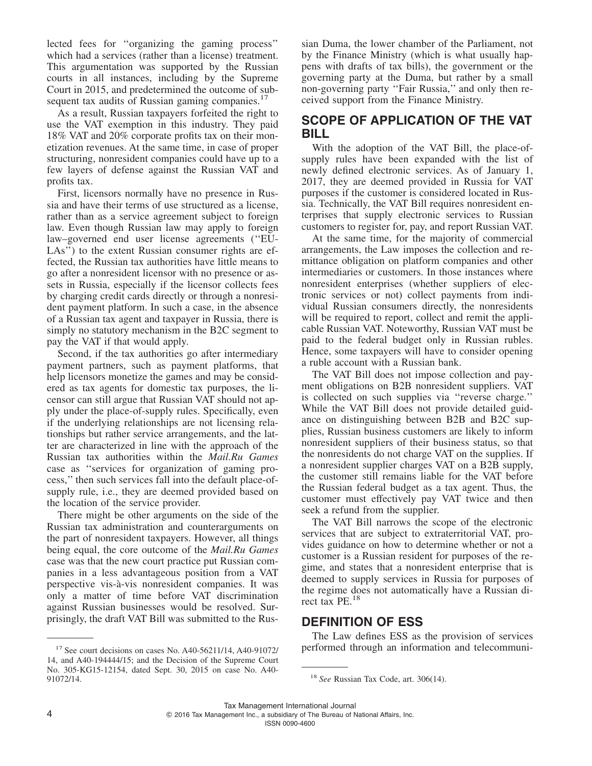lected fees for "organizing the gaming process" which had a services (rather than a license) treatment. This argumentation was supported by the Russian courts in all instances, including by the Supreme Court in 2015, and predetermined the outcome of subsequent tax audits of Russian gaming companies.[17]

As a result, Russian taxpayers forfeited the right to use the VAT exemption in this industry. They paid 18% VAT and 20% corporate profits tax on their monetization revenues. At the same time, in case of proper structuring, nonresident companies could have up to a few layers of defense against the Russian VAT and profits tax.

First, licensors normally have no presence in Russia and have their terms of use structured as a license, rather than as a service agreement subject to foreign law. Even though Russian law may apply to foreign law–governed end user license agreements ("EULAs") to the extent Russian consumer rights are effected, the Russian tax authorities have little means to go after a nonresident licensor with no presence or assets in Russia, especially if the licensor collects fees by charging credit cards directly or through a nonresident payment platform. In such a case, in the absence of a Russian tax agent and taxpayer in Russia, there is simply no statutory mechanism in the B2C segment to pay the VAT if that would apply.

Second, if the tax authorities go after intermediary payment partners, such as payment platforms, that help licensors monetize the games and may be considered as tax agents for domestic tax purposes, the licensor can still argue that Russian VAT should not apply under the place-of-supply rules. Specifically, even if the underlying relationships are not licensing relationships but rather service arrangements, and the latter are characterized in line with the approach of the Russian tax authorities within the *Mail.Ru Games* case as "services for organization of gaming process," then such services fall into the default place-of-supply rule, i.e., they are deemed provided based on the location of the service provider.

There might be other arguments on the side of the Russian tax administration and counterarguments on the part of nonresident taxpayers. However, all things being equal, the core outcome of the *Mail.Ru Games* case was that the new court practice put Russian companies in a less advantageous position from a VAT perspective vis-à-vis nonresident companies. It was only a matter of time before VAT discrimination against Russian businesses would be resolved. Surprisingly, the draft VAT Bill was submitted to the Russian Duma, the lower chamber of the Parliament, not by the Finance Ministry (which is what usually happens with drafts of tax bills), the government or the governing party at the Duma, but rather by a small non-governing party "Fair Russia," and only then received support from the Finance Ministry.

## SCOPE OF APPLICATION OF THE VAT BILL

With the adoption of the VAT Bill, the place-of-supply rules have been expanded with the list of newly defined electronic services. As of January 1, 2017, they are deemed provided in Russia for VAT purposes if the customer is considered located in Russia. Technically, the VAT Bill requires nonresident enterprises that supply electronic services to Russian customers to register for, pay, and report Russian VAT.

At the same time, for the majority of commercial arrangements, the Law imposes the collection and remittance obligation on platform companies and other intermediaries or customers. In those instances where nonresident enterprises (whether suppliers of electronic services or not) collect payments from individual Russian consumers directly, the nonresidents will be required to report, collect and remit the applicable Russian VAT. Noteworthy, Russian VAT must be paid to the federal budget only in Russian rubles. Hence, some taxpayers will have to consider opening a ruble account with a Russian bank.

The VAT Bill does not impose collection and payment obligations on B2B nonresident suppliers. VAT is collected on such supplies via "reverse charge." While the VAT Bill does not provide detailed guidance on distinguishing between B2B and B2C supplies, Russian business customers are likely to inform nonresident suppliers of their business status, so that the nonresidents do not charge VAT on the supplies. If a nonresident supplier charges VAT on a B2B supply, the customer still remains liable for the VAT before the Russian federal budget as a tax agent. Thus, the customer must effectively pay VAT twice and then seek a refund from the supplier.

The VAT Bill narrows the scope of the electronic services that are subject to extraterritorial VAT, provides guidance on how to determine whether or not a customer is a Russian resident for purposes of the regime, and states that a nonresident enterprise that is deemed to supply services in Russia for purposes of the regime does not automatically have a Russian direct tax PE.[18]

## DEFINITION OF ESS

The Law defines ESS as the provision of services performed through an information and telecommuni-

---

[17] See court decisions on cases No. A40-56211/14, A40-91072/14, and A40-194444/15; and the Decision of the Supreme Court No. 305-KG15-12154, dated Sept. 30, 2015 on case No. A40-91072/14.

[18] *See* Russian Tax Code, art. 306(14).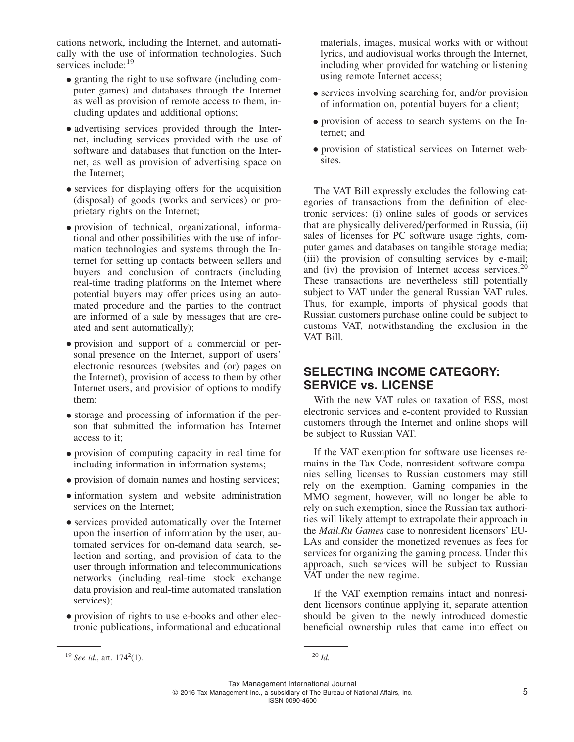cations network, including the Internet, and automatically with the use of information technologies. Such services include:[19]

- granting the right to use software (including computer games) and databases through the Internet as well as provision of remote access to them, including updates and additional options;
- advertising services provided through the Internet, including services provided with the use of software and databases that function on the Internet, as well as provision of advertising space on the Internet;
- services for displaying offers for the acquisition (disposal) of goods (works and services) or proprietary rights on the Internet;
- provision of technical, organizational, informational and other possibilities with the use of information technologies and systems through the Internet for setting up contacts between sellers and buyers and conclusion of contracts (including real-time trading platforms on the Internet where potential buyers may offer prices using an automated procedure and the parties to the contract are informed of a sale by messages that are created and sent automatically);
- provision and support of a commercial or personal presence on the Internet, support of users' electronic resources (websites and (or) pages on the Internet), provision of access to them by other Internet users, and provision of options to modify them;
- storage and processing of information if the person that submitted the information has Internet access to it;
- provision of computing capacity in real time for including information in information systems;
- provision of domain names and hosting services;
- information system and website administration services on the Internet;
- services provided automatically over the Internet upon the insertion of information by the user, automated services for on-demand data search, selection and sorting, and provision of data to the user through information and telecommunications networks (including real-time stock exchange data provision and real-time automated translation services);
- provision of rights to use e-books and other electronic publications, informational and educational materials, images, musical works with or without lyrics, and audiovisual works through the Internet, including when provided for watching or listening using remote Internet access;
- services involving searching for, and/or provision of information on, potential buyers for a client;
- provision of access to search systems on the Internet; and
- provision of statistical services on Internet websites.

The VAT Bill expressly excludes the following categories of transactions from the definition of electronic services: (i) online sales of goods or services that are physically delivered/performed in Russia, (ii) sales of licenses for PC software usage rights, computer games and databases on tangible storage media; (iii) the provision of consulting services by e-mail; and (iv) the provision of Internet access services.[20] These transactions are nevertheless still potentially subject to VAT under the general Russian VAT rules. Thus, for example, imports of physical goods that Russian customers purchase online could be subject to customs VAT, notwithstanding the exclusion in the VAT Bill.

## SELECTING INCOME CATEGORY: SERVICE vs. LICENSE

With the new VAT rules on taxation of ESS, most electronic services and e-content provided to Russian customers through the Internet and online shops will be subject to Russian VAT.

If the VAT exemption for software use licenses remains in the Tax Code, nonresident software companies selling licenses to Russian customers may still rely on the exemption. Gaming companies in the MMO segment, however, will no longer be able to rely on such exemption, since the Russian tax authorities will likely attempt to extrapolate their approach in the *Mail.Ru Games* case to nonresident licensors' EULAs and consider the monetized revenues as fees for services for organizing the gaming process. Under this approach, such services will be subject to Russian VAT under the new regime.

If the VAT exemption remains intact and nonresident licensors continue applying it, separate attention should be given to the newly introduced domestic beneficial ownership rules that came into effect on

---

[19] *See id.*, art. $174^2(1)$.

[20] *Id.*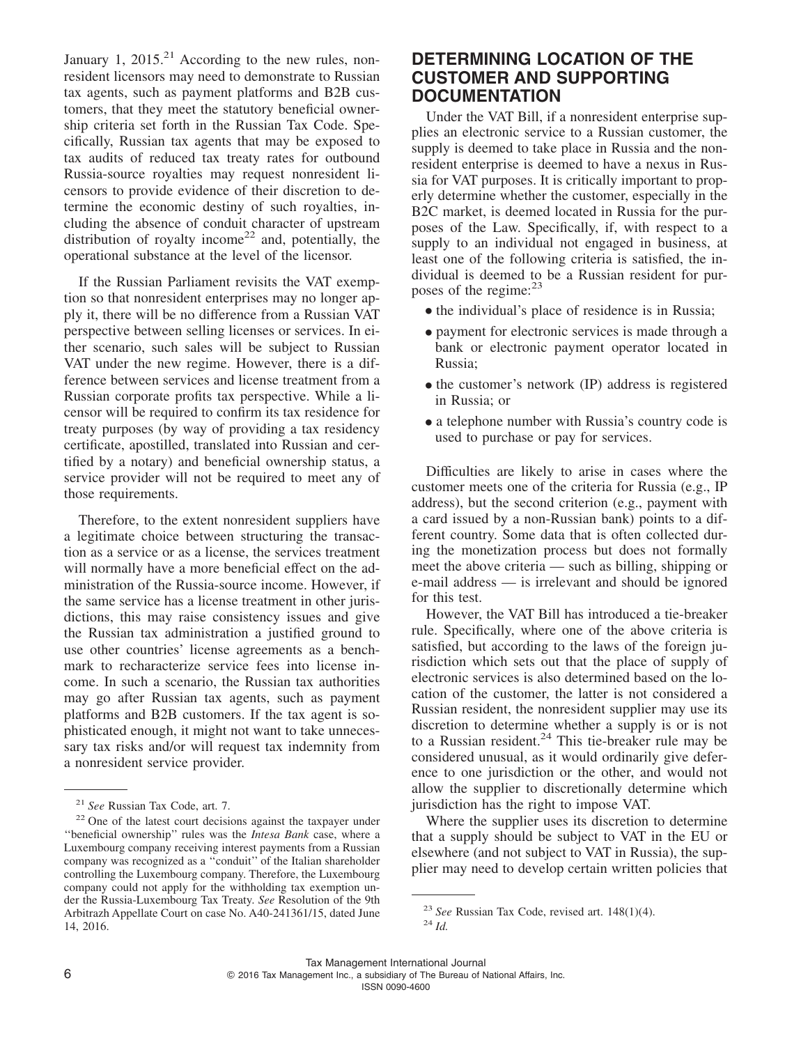January 1, 2015.[21] According to the new rules, nonresident licensors may need to demonstrate to Russian tax agents, such as payment platforms and B2B customers, that they meet the statutory beneficial ownership criteria set forth in the Russian Tax Code. Specifically, Russian tax agents that may be exposed to tax audits of reduced tax treaty rates for outbound Russia-source royalties may request nonresident licensors to provide evidence of their discretion to determine the economic destiny of such royalties, including the absence of conduit character of upstream distribution of royalty income[22] and, potentially, the operational substance at the level of the licensor.

If the Russian Parliament revisits the VAT exemption so that nonresident enterprises may no longer apply it, there will be no difference from a Russian VAT perspective between selling licenses or services. In either scenario, such sales will be subject to Russian VAT under the new regime. However, there is a difference between services and license treatment from a Russian corporate profits tax perspective. While a licensor will be required to confirm its tax residence for treaty purposes (by way of providing a tax residency certificate, apostilled, translated into Russian and certified by a notary) and beneficial ownership status, a service provider will not be required to meet any of those requirements.

Therefore, to the extent nonresident suppliers have a legitimate choice between structuring the transaction as a service or as a license, the services treatment will normally have a more beneficial effect on the administration of the Russia-source income. However, if the same service has a license treatment in other jurisdictions, this may raise consistency issues and give the Russian tax administration a justified ground to use other countries' license agreements as a benchmark to recharacterize service fees into license income. In such a scenario, the Russian tax authorities may go after Russian tax agents, such as payment platforms and B2B customers. If the tax agent is sophisticated enough, it might not want to take unnecessary tax risks and/or will request tax indemnity from a nonresident service provider.

## DETERMINING LOCATION OF THE CUSTOMER AND SUPPORTING DOCUMENTATION

Under the VAT Bill, if a nonresident enterprise supplies an electronic service to a Russian customer, the supply is deemed to take place in Russia and the nonresident enterprise is deemed to have a nexus in Russia for VAT purposes. It is critically important to properly determine whether the customer, especially in the B2C market, is deemed located in Russia for the purposes of the Law. Specifically, if, with respect to a supply to an individual not engaged in business, at least one of the following criteria is satisfied, the individual is deemed to be a Russian resident for purposes of the regime:[23]

- the individual's place of residence is in Russia;
- payment for electronic services is made through a bank or electronic payment operator located in Russia;
- the customer's network (IP) address is registered in Russia; or
- a telephone number with Russia's country code is used to purchase or pay for services.

Difficulties are likely to arise in cases where the customer meets one of the criteria for Russia (e.g., IP address), but the second criterion (e.g., payment with a card issued by a non-Russian bank) points to a different country. Some data that is often collected during the monetization process but does not formally meet the above criteria — such as billing, shipping or e-mail address — is irrelevant and should be ignored for this test.

However, the VAT Bill has introduced a tie-breaker rule. Specifically, where one of the above criteria is satisfied, but according to the laws of the foreign jurisdiction which sets out that the place of supply of electronic services is also determined based on the location of the customer, the latter is not considered a Russian resident, the nonresident supplier may use its discretion to determine whether a supply is or is not to a Russian resident.[24] This tie-breaker rule may be considered unusual, as it would ordinarily give deference to one jurisdiction or the other, and would not allow the supplier to discretionally determine which jurisdiction has the right to impose VAT.

Where the supplier uses its discretion to determine that a supply should be subject to VAT in the EU or elsewhere (and not subject to VAT in Russia), the supplier may need to develop certain written policies that

---

[21] *See* Russian Tax Code, art. 7.

[22] One of the latest court decisions against the taxpayer under "beneficial ownership" rules was the *Intesa Bank* case, where a Luxembourg company receiving interest payments from a Russian company was recognized as a "conduit" of the Italian shareholder controlling the Luxembourg company. Therefore, the Luxembourg company could not apply for the withholding tax exemption under the Russia-Luxembourg Tax Treaty. *See* Resolution of the 9th Arbitrazh Appellate Court on case No. A40-241361/15, dated June 14, 2016.

[23] *See* Russian Tax Code, revised art. 148(1)(4).

[24] *Id.*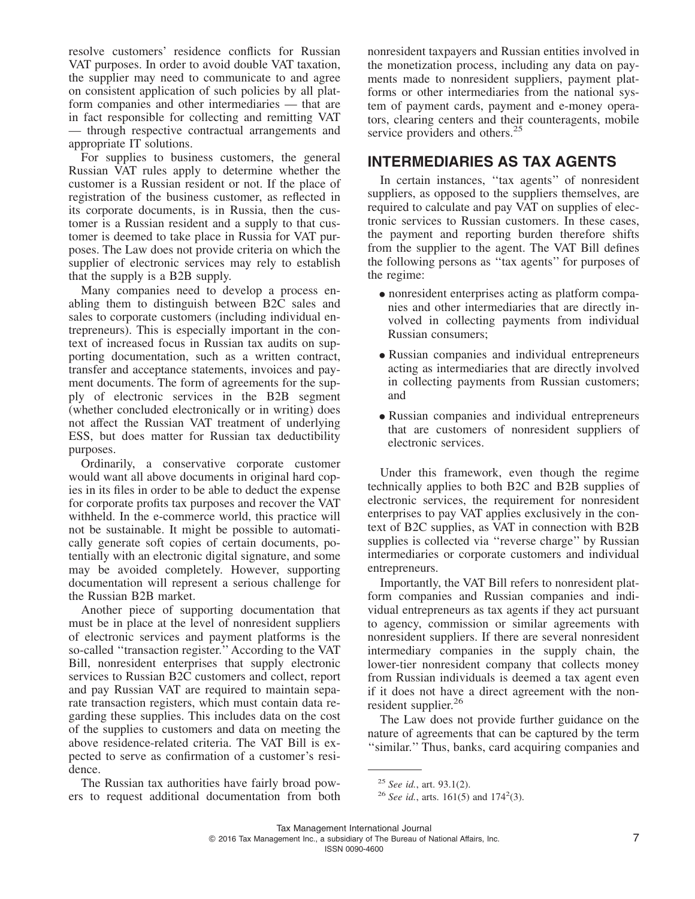resolve customers' residence conflicts for Russian VAT purposes. In order to avoid double VAT taxation, the supplier may need to communicate to and agree on consistent application of such policies by all platform companies and other intermediaries — that are in fact responsible for collecting and remitting VAT — through respective contractual arrangements and appropriate IT solutions.

For supplies to business customers, the general Russian VAT rules apply to determine whether the customer is a Russian resident or not. If the place of registration of the business customer, as reflected in its corporate documents, is in Russia, then the customer is a Russian resident and a supply to that customer is deemed to take place in Russia for VAT purposes. The Law does not provide criteria on which the supplier of electronic services may rely to establish that the supply is a B2B supply.

Many companies need to develop a process enabling them to distinguish between B2C sales and sales to corporate customers (including individual entrepreneurs). This is especially important in the context of increased focus in Russian tax audits on supporting documentation, such as a written contract, transfer and acceptance statements, invoices and payment documents. The form of agreements for the supply of electronic services in the B2B segment (whether concluded electronically or in writing) does not affect the Russian VAT treatment of underlying ESS, but does matter for Russian tax deductibility purposes.

Ordinarily, a conservative corporate customer would want all above documents in original hard copies in its files in order to be able to deduct the expense for corporate profits tax purposes and recover the VAT withheld. In the e-commerce world, this practice will not be sustainable. It might be possible to automatically generate soft copies of certain documents, potentially with an electronic digital signature, and some may be avoided completely. However, supporting documentation will represent a serious challenge for the Russian B2B market.

Another piece of supporting documentation that must be in place at the level of nonresident suppliers of electronic services and payment platforms is the so-called ''transaction register.'' According to the VAT Bill, nonresident enterprises that supply electronic services to Russian B2C customers and collect, report and pay Russian VAT are required to maintain separate transaction registers, which must contain data regarding these supplies. This includes data on the cost of the supplies to customers and data on meeting the above residence-related criteria. The VAT Bill is expected to serve as confirmation of a customer's residence.

The Russian tax authorities have fairly broad powers to request additional documentation from both nonresident taxpayers and Russian entities involved in the monetization process, including any data on payments made to nonresident suppliers, payment platforms or other intermediaries from the national system of payment cards, payment and e-money operators, clearing centers and their counteragents, mobile service providers and others.[25]

## INTERMEDIARIES AS TAX AGENTS

In certain instances, ''tax agents'' of nonresident suppliers, as opposed to the suppliers themselves, are required to calculate and pay VAT on supplies of electronic services to Russian customers. In these cases, the payment and reporting burden therefore shifts from the supplier to the agent. The VAT Bill defines the following persons as ''tax agents'' for purposes of the regime:

- nonresident enterprises acting as platform companies and other intermediaries that are directly involved in collecting payments from individual Russian consumers;
- Russian companies and individual entrepreneurs acting as intermediaries that are directly involved in collecting payments from Russian customers; and
- Russian companies and individual entrepreneurs that are customers of nonresident suppliers of electronic services.

Under this framework, even though the regime technically applies to both B2C and B2B supplies of electronic services, the requirement for nonresident enterprises to pay VAT applies exclusively in the context of B2C supplies, as VAT in connection with B2B supplies is collected via ''reverse charge'' by Russian intermediaries or corporate customers and individual entrepreneurs.

Importantly, the VAT Bill refers to nonresident platform companies and Russian companies and individual entrepreneurs as tax agents if they act pursuant to agency, commission or similar agreements with nonresident suppliers. If there are several nonresident intermediary companies in the supply chain, the lower-tier nonresident company that collects money from Russian individuals is deemed a tax agent even if it does not have a direct agreement with the nonresident supplier.[26]

The Law does not provide further guidance on the nature of agreements that can be captured by the term ''similar.'' Thus, banks, card acquiring companies and

---

[25] *See id.*, art. 93.1(2).

[26] *See id.*, arts. 161(5) and $174^2$(3).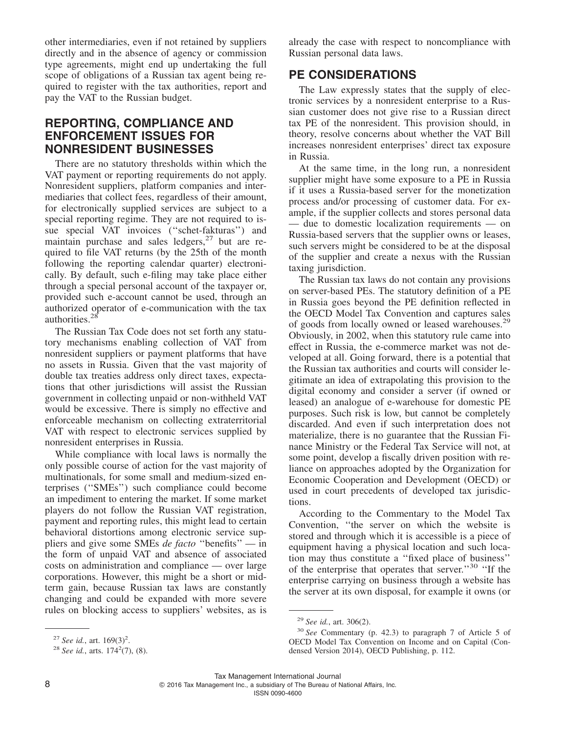other intermediaries, even if not retained by suppliers directly and in the absence of agency or commission type agreements, might end up undertaking the full scope of obligations of a Russian tax agent being required to register with the tax authorities, report and pay the VAT to the Russian budget.

## REPORTING, COMPLIANCE AND ENFORCEMENT ISSUES FOR NONRESIDENT BUSINESSES

There are no statutory thresholds within which the VAT payment or reporting requirements do not apply. Nonresident suppliers, platform companies and intermediaries that collect fees, regardless of their amount, for electronically supplied services are subject to a special reporting regime. They are not required to issue special VAT invoices (''schet-fakturas'') and maintain purchase and sales ledgers,[27] but are required to file VAT returns (by the 25th of the month following the reporting calendar quarter) electronically. By default, such e-filing may take place either through a special personal account of the taxpayer or, provided such e-account cannot be used, through an authorized operator of e-communication with the tax authorities.[28]

The Russian Tax Code does not set forth any statutory mechanisms enabling collection of VAT from nonresident suppliers or payment platforms that have no assets in Russia. Given that the vast majority of double tax treaties address only direct taxes, expectations that other jurisdictions will assist the Russian government in collecting unpaid or non-withheld VAT would be excessive. There is simply no effective and enforceable mechanism on collecting extraterritorial VAT with respect to electronic services supplied by nonresident enterprises in Russia.

While compliance with local laws is normally the only possible course of action for the vast majority of multinationals, for some small and medium-sized enterprises (''SMEs'') such compliance could become an impediment to entering the market. If some market players do not follow the Russian VAT registration, payment and reporting rules, this might lead to certain behavioral distortions among electronic service suppliers and give some SMEs *de facto* ''benefits'' — in the form of unpaid VAT and absence of associated costs on administration and compliance — over large corporations. However, this might be a short or mid-term gain, because Russian tax laws are constantly changing and could be expanded with more severe rules on blocking access to suppliers' websites, as is already the case with respect to noncompliance with Russian personal data laws.

## PE CONSIDERATIONS

The Law expressly states that the supply of electronic services by a nonresident enterprise to a Russian customer does not give rise to a Russian direct tax PE of the nonresident. This provision should, in theory, resolve concerns about whether the VAT Bill increases nonresident enterprises' direct tax exposure in Russia.

At the same time, in the long run, a nonresident supplier might have some exposure to a PE in Russia if it uses a Russia-based server for the monetization process and/or processing of customer data. For example, if the supplier collects and stores personal data — due to domestic localization requirements — on Russia-based servers that the supplier owns or leases, such servers might be considered to be at the disposal of the supplier and create a nexus with the Russian taxing jurisdiction.

The Russian tax laws do not contain any provisions on server-based PEs. The statutory definition of a PE in Russia goes beyond the PE definition reflected in the OECD Model Tax Convention and captures sales of goods from locally owned or leased warehouses.[29] Obviously, in 2002, when this statutory rule came into effect in Russia, the e-commerce market was not developed at all. Going forward, there is a potential that the Russian tax authorities and courts will consider legitimate an idea of extrapolating this provision to the digital economy and consider a server (if owned or leased) an analogue of e-warehouse for domestic PE purposes. Such risk is low, but cannot be completely discarded. And even if such interpretation does not materialize, there is no guarantee that the Russian Finance Ministry or the Federal Tax Service will not, at some point, develop a fiscally driven position with reliance on approaches adopted by the Organization for Economic Cooperation and Development (OECD) or used in court precedents of developed tax jurisdictions.

According to the Commentary to the Model Tax Convention, ''the server on which the website is stored and through which it is accessible is a piece of equipment having a physical location and such location may thus constitute a ''fixed place of business'' of the enterprise that operates that server.''[30] ''If the enterprise carrying on business through a website has the server at its own disposal, for example it owns (or

---

[27] *See id.*, art. 169(3)[2].

[28] *See id.*, arts. 174[2](7), (8).

[29] *See id.*, art. 306(2).

[30] *See* Commentary (p. 42.3) to paragraph 7 of Article 5 of OECD Model Tax Convention on Income and on Capital (Condensed Version 2014), OECD Publishing, p. 112.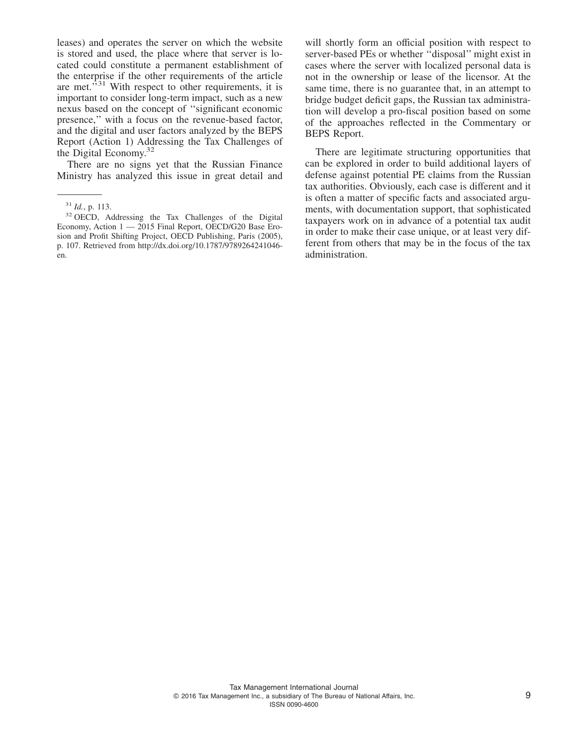leases) and operates the server on which the website is stored and used, the place where that server is located could constitute a permanent establishment of the enterprise if the other requirements of the article are met.''[31] With respect to other requirements, it is important to consider long-term impact, such as a new nexus based on the concept of ''significant economic presence,'' with a focus on the revenue-based factor, and the digital and user factors analyzed by the BEPS Report (Action 1) Addressing the Tax Challenges of the Digital Economy.[32]

There are no signs yet that the Russian Finance Ministry has analyzed this issue in great detail and will shortly form an official position with respect to server-based PEs or whether ''disposal'' might exist in cases where the server with localized personal data is not in the ownership or lease of the licensor. At the same time, there is no guarantee that, in an attempt to bridge budget deficit gaps, the Russian tax administration will develop a pro-fiscal position based on some of the approaches reflected in the Commentary or BEPS Report.

There are legitimate structuring opportunities that can be explored in order to build additional layers of defense against potential PE claims from the Russian tax authorities. Obviously, each case is different and it is often a matter of specific facts and associated arguments, with documentation support, that sophisticated taxpayers work on in advance of a potential tax audit in order to make their case unique, or at least very different from others that may be in the focus of the tax administration.

---

[31] *Id.*, p. 113.

[32] OECD, Addressing the Tax Challenges of the Digital Economy, Action 1 — 2015 Final Report, OECD/G20 Base Erosion and Profit Shifting Project, OECD Publishing, Paris (2005), p. 107. Retrieved from http://dx.doi.org/10.1787/9789264241046-en.